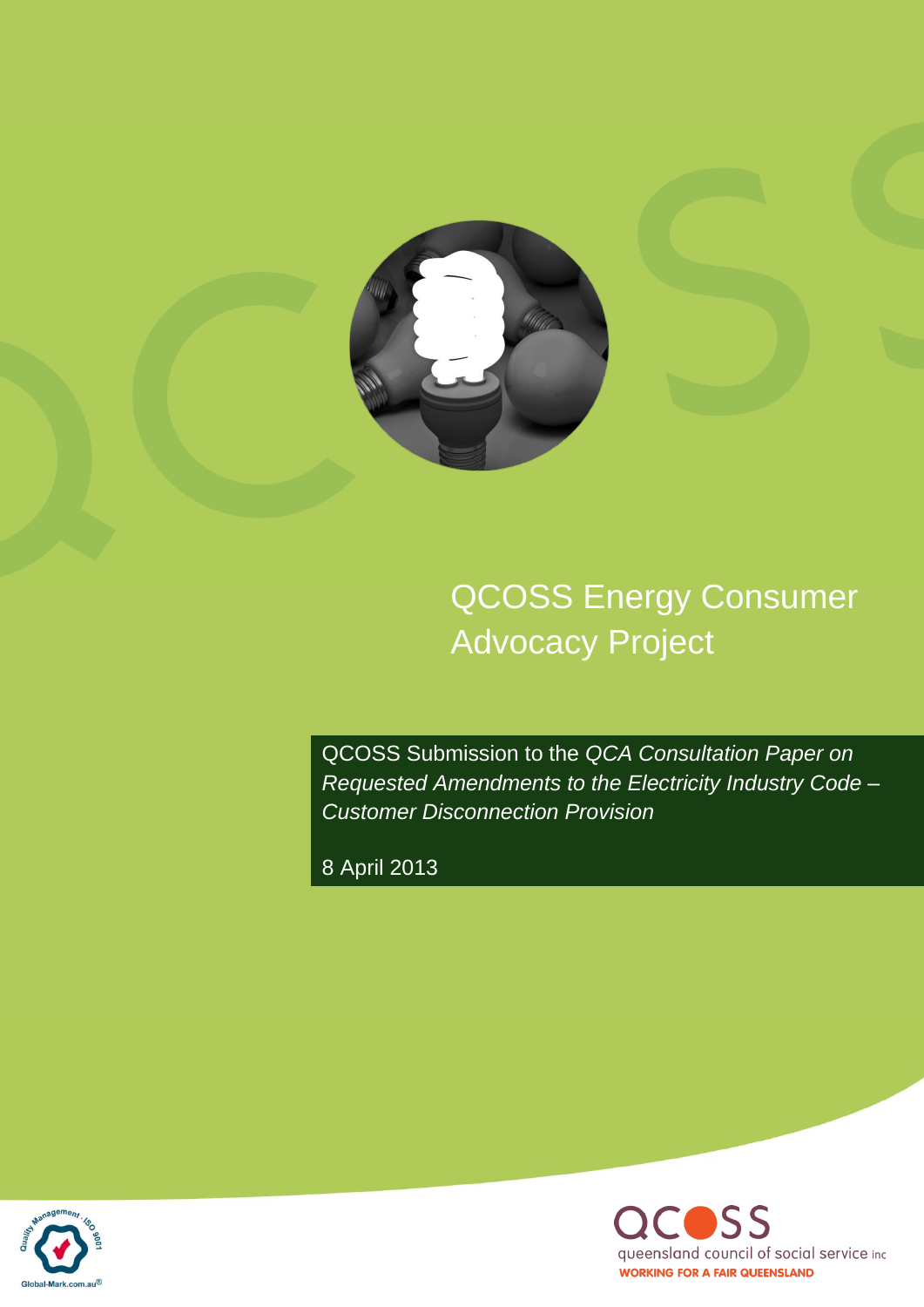# QCOSS Energy Consumer Advocacy Project

QCOSS Submission to the *QCA Consultation Paper on Requested Amendments to the Electricity Industry Code – Customer Disconnection Provision*

8 April 2013

queensland council of social service inc

WORKING FOR A FAIR QUEENSLAND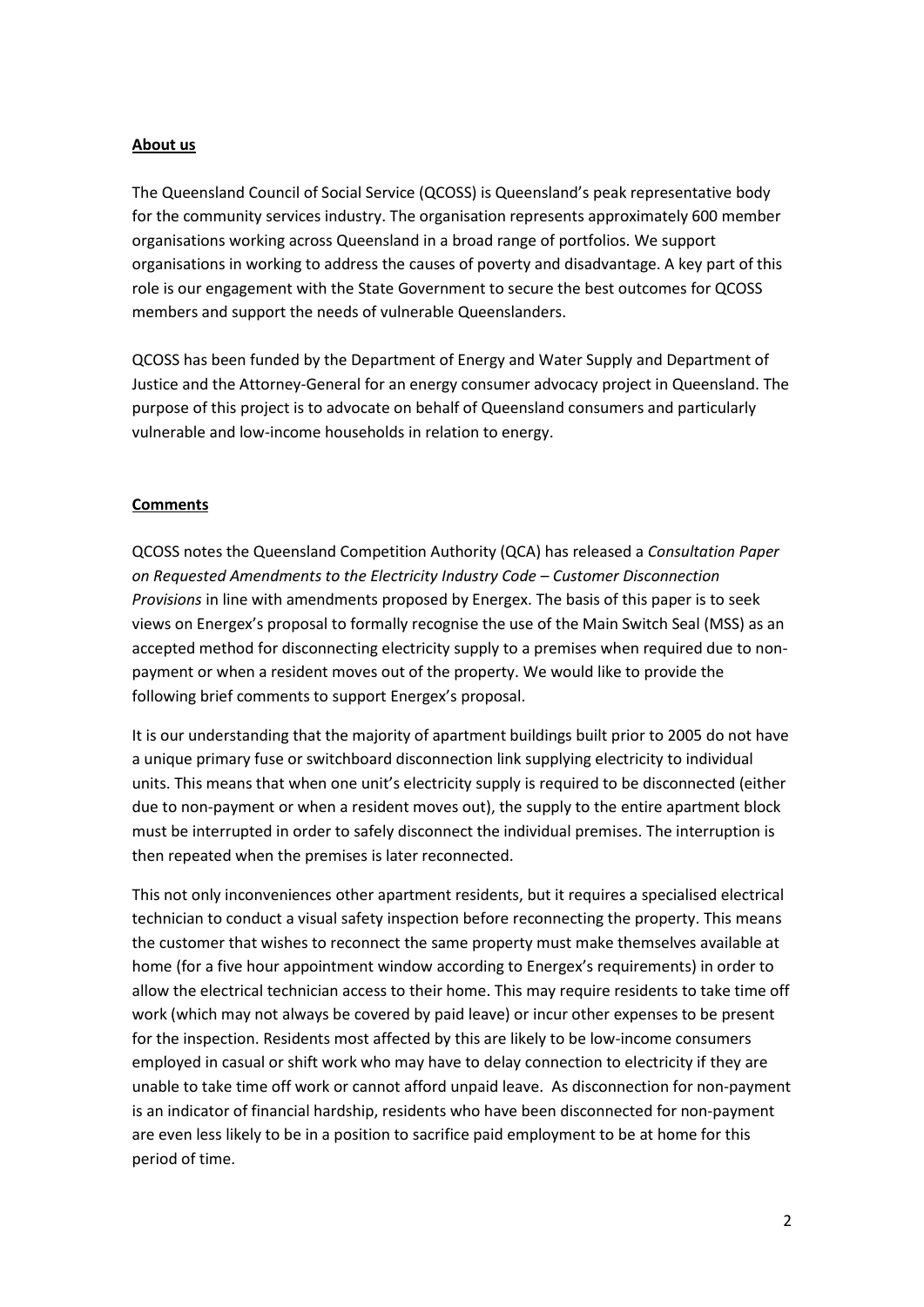**About us**

The Queensland Council of Social Service (QCOSS) is Queensland's peak representative body for the community services industry. The organisation represents approximately 600 member organisations working across Queensland in a broad range of portfolios. We support organisations in working to address the causes of poverty and disadvantage. A key part of this role is our engagement with the State Government to secure the best outcomes for QCOSS members and support the needs of vulnerable Queenslanders.

QCOSS has been funded by the Department of Energy and Water Supply and Department of Justice and the Attorney-General for an energy consumer advocacy project in Queensland. The purpose of this project is to advocate on behalf of Queensland consumers and particularly vulnerable and low-income households in relation to energy.

**Comments**

QCOSS notes the Queensland Competition Authority (QCA) has released a *Consultation Paper on Requested Amendments to the Electricity Industry Code – Customer Disconnection Provisions* in line with amendments proposed by Energex. The basis of this paper is to seek views on Energex's proposal to formally recognise the use of the Main Switch Seal (MSS) as an accepted method for disconnecting electricity supply to a premises when required due to non-payment or when a resident moves out of the property. We would like to provide the following brief comments to support Energex's proposal.

It is our understanding that the majority of apartment buildings built prior to 2005 do not have a unique primary fuse or switchboard disconnection link supplying electricity to individual units. This means that when one unit's electricity supply is required to be disconnected (either due to non-payment or when a resident moves out), the supply to the entire apartment block must be interrupted in order to safely disconnect the individual premises. The interruption is then repeated when the premises is later reconnected.

This not only inconveniences other apartment residents, but it requires a specialised electrical technician to conduct a visual safety inspection before reconnecting the property. This means the customer that wishes to reconnect the same property must make themselves available at home (for a five hour appointment window according to Energex's requirements) in order to allow the electrical technician access to their home. This may require residents to take time off work (which may not always be covered by paid leave) or incur other expenses to be present for the inspection. Residents most affected by this are likely to be low-income consumers employed in casual or shift work who may have to delay connection to electricity if they are unable to take time off work or cannot afford unpaid leave. As disconnection for non-payment is an indicator of financial hardship, residents who have been disconnected for non-payment are even less likely to be in a position to sacrifice paid employment to be at home for this period of time.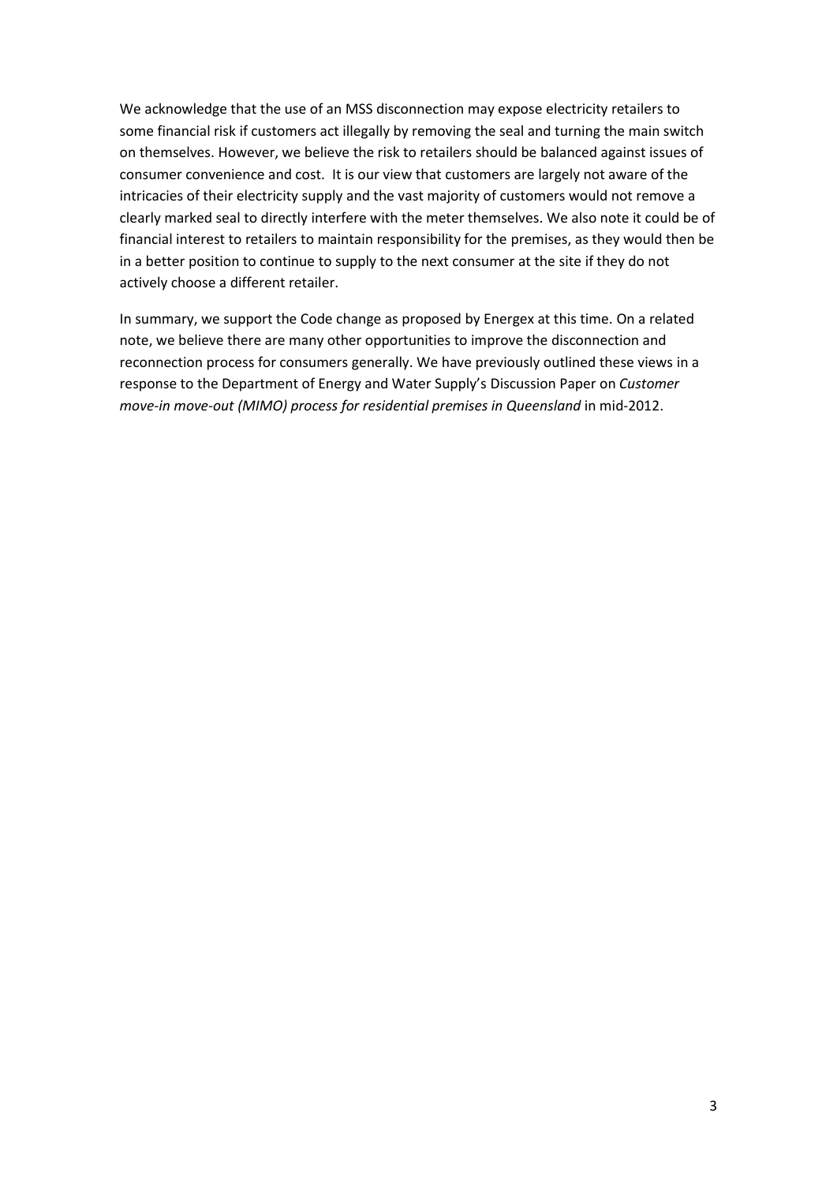We acknowledge that the use of an MSS disconnection may expose electricity retailers to some financial risk if customers act illegally by removing the seal and turning the main switch on themselves. However, we believe the risk to retailers should be balanced against issues of consumer convenience and cost. It is our view that customers are largely not aware of the intricacies of their electricity supply and the vast majority of customers would not remove a clearly marked seal to directly interfere with the meter themselves. We also note it could be of financial interest to retailers to maintain responsibility for the premises, as they would then be in a better position to continue to supply to the next consumer at the site if they do not actively choose a different retailer.

In summary, we support the Code change as proposed by Energex at this time. On a related note, we believe there are many other opportunities to improve the disconnection and reconnection process for consumers generally. We have previously outlined these views in a response to the Department of Energy and Water Supply's Discussion Paper on *Customer move-in move-out (MIMO) process for residential premises in Queensland* in mid-2012.